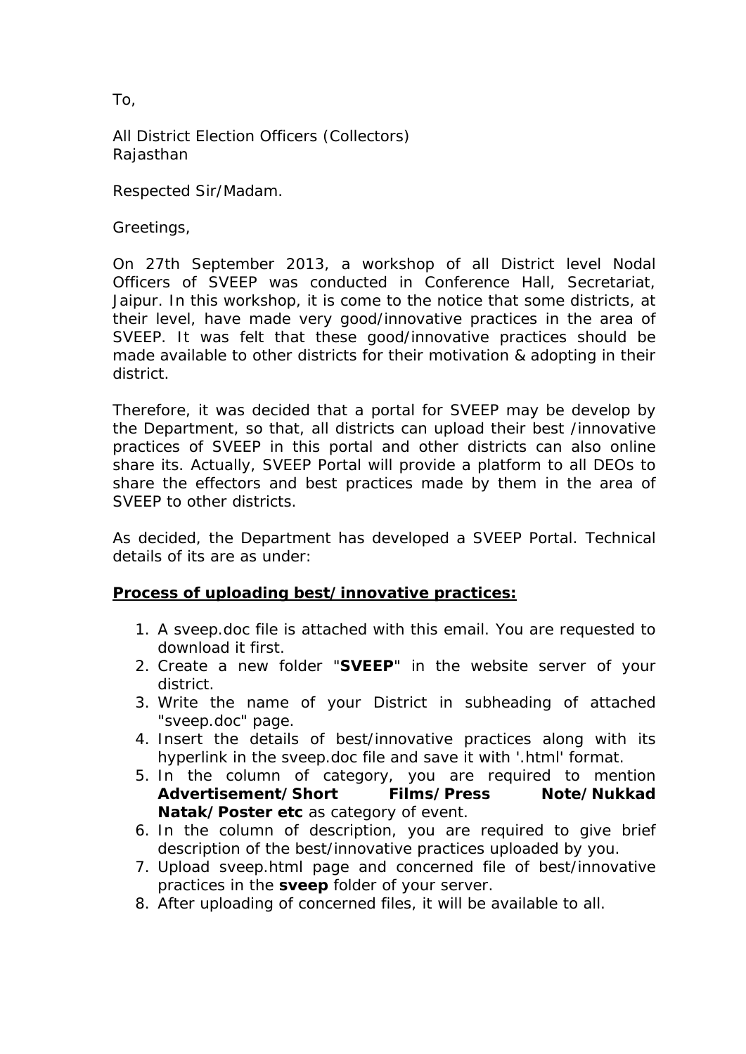To,

All District Election Officers (Collectors)
Rajasthan

Respected Sir/Madam.

Greetings,

On 27th September 2013, a workshop of all District level Nodal Officers of SVEEP was conducted in Conference Hall, Secretariat, Jaipur. In this workshop, it is come to the notice that some districts, at their level, have made very good/innovative practices in the area of SVEEP. It was felt that these good/innovative practices should be made available to other districts for their motivation & adopting in their district.

Therefore, it was decided that a portal for SVEEP may be develop by the Department, so that, all districts can upload their best /innovative practices of SVEEP in this portal and other districts can also online share its. Actually, SVEEP Portal will provide a platform to all DEOs to share the effectors and best practices made by them in the area of SVEEP to other districts.

As decided, the Department has developed a SVEEP Portal. Technical details of its are as under:

**<u>Process of uploading best/innovative practices:</u>**

1. A sveep.doc file is attached with this email. You are requested to download it first.
2. Create a new folder "**SVEEP**" in the website server of your district.
3. Write the name of your District in subheading of attached "sveep.doc" page.
4. Insert the details of best/innovative practices along with its hyperlink in the sveep.doc file and save it with '.html' format.
5. In the column of category, you are required to mention **Advertisement/Short Films/Press Note/Nukkad Natak/Poster etc** as category of event.
6. In the column of description, you are required to give brief description of the best/innovative practices uploaded by you.
7. Upload sveep.html page and concerned file of best/innovative practices in the **sveep** folder of your server.
8. After uploading of concerned files, it will be available to all.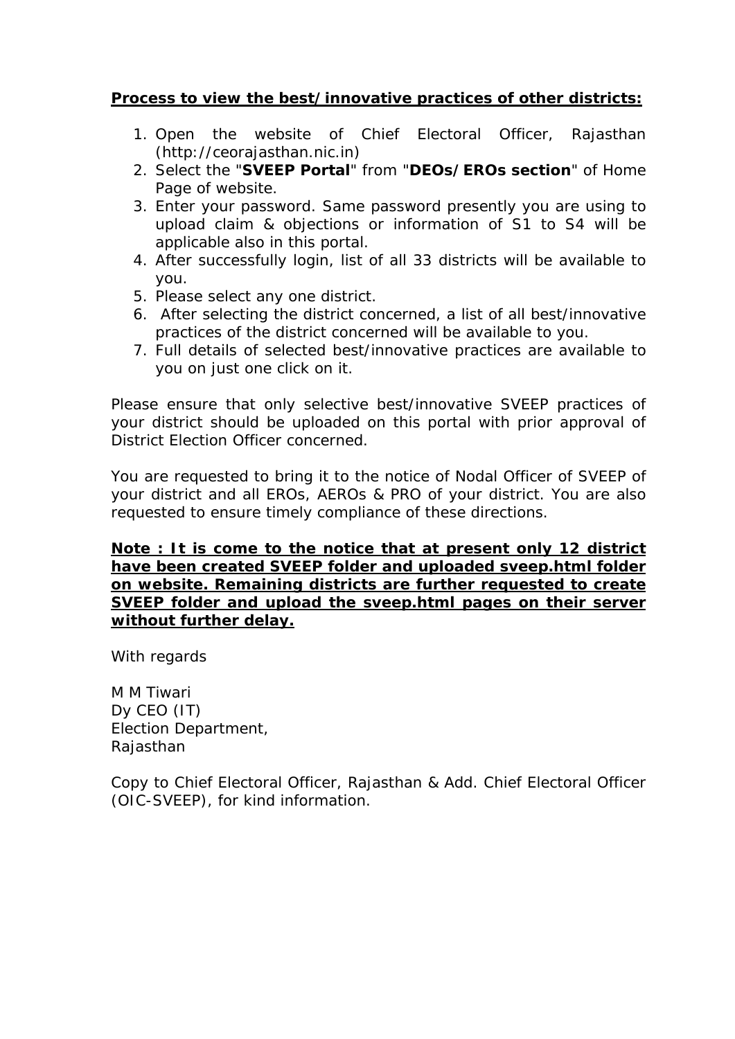**<u>Process to view the best/innovative practices of other districts:</u>**

1. Open the website of Chief Electoral Officer, Rajasthan (http://ceorajasthan.nic.in)
2. Select the "**SVEEP Portal**" from "**DEOs/EROs section**" of Home Page of website.
3. Enter your password. Same password presently you are using to upload claim & objections or information of S1 to S4 will be applicable also in this portal.
4. After successfully login, list of all 33 districts will be available to you.
5. Please select any one district.
6. After selecting the district concerned, a list of all best/innovative practices of the district concerned will be available to you.
7. Full details of selected best/innovative practices are available to you on just one click on it.

Please ensure that only selective best/innovative SVEEP practices of your district should be uploaded on this portal with prior approval of District Election Officer concerned.

You are requested to bring it to the notice of Nodal Officer of SVEEP of your district and all EROs, AEROs & PRO of your district. You are also requested to ensure timely compliance of these directions.

**<u>Note : It is come to the notice that at present only 12 district have been created SVEEP folder and uploaded sveep.html folder on website. Remaining districts are further requested to create SVEEP folder and upload the sveep.html pages on their server without further delay.</u>**

With regards

M M Tiwari
Dy CEO (IT)
Election Department,
Rajasthan

Copy to Chief Electoral Officer, Rajasthan & Add. Chief Electoral Officer (OIC-SVEEP), for kind information.